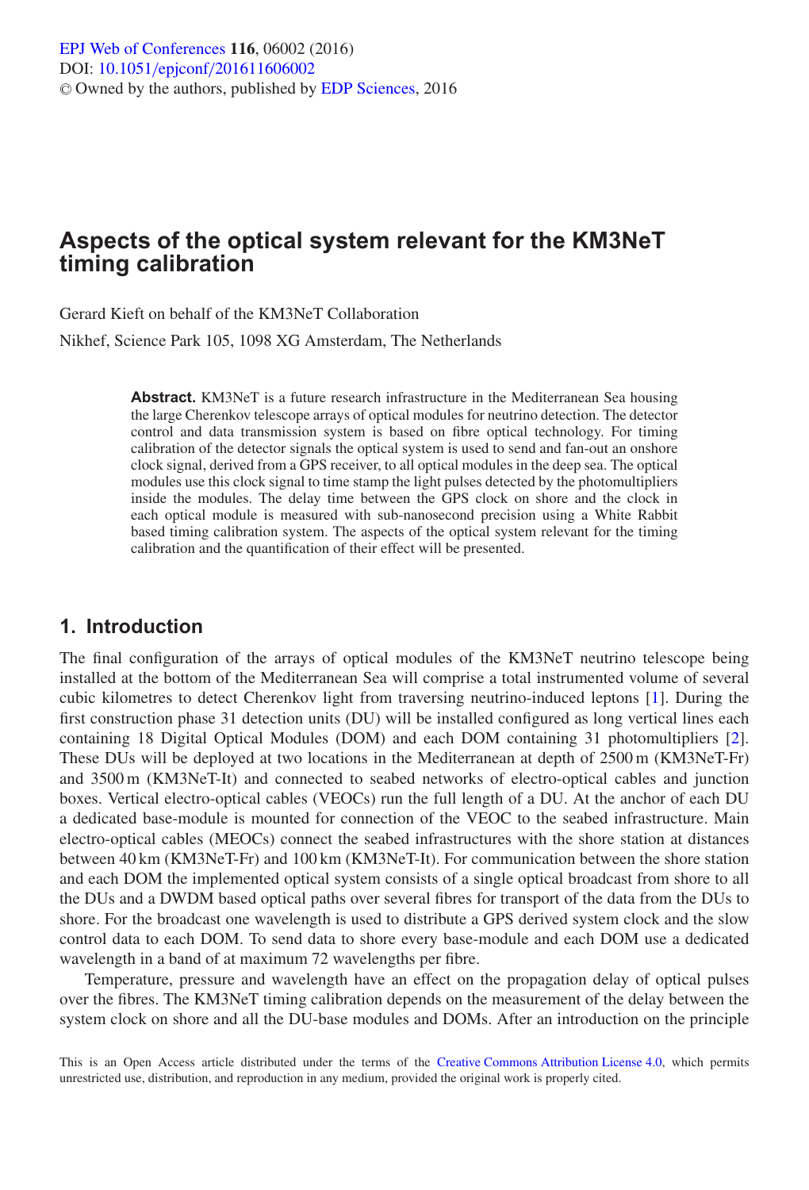# Aspects of the optical system relevant for the KM3NeT timing calibration

Gerard Kieft on behalf of the KM3NeT Collaboration

Nikhef, Science Park 105, 1098 XG Amsterdam, The Netherlands

**Abstract.** KM3NeT is a future research infrastructure in the Mediterranean Sea housing the large Cherenkov telescope arrays of optical modules for neutrino detection. The detector control and data transmission system is based on fibre optical technology. For timing calibration of the detector signals the optical system is used to send and fan-out an onshore clock signal, derived from a GPS receiver, to all optical modules in the deep sea. The optical modules use this clock signal to time stamp the light pulses detected by the photomultipliers inside the modules. The delay time between the GPS clock on shore and the clock in each optical module is measured with sub-nanosecond precision using a White Rabbit based timing calibration system. The aspects of the optical system relevant for the timing calibration and the quantification of their effect will be presented.

## 1. Introduction

The final configuration of the arrays of optical modules of the KM3NeT neutrino telescope being installed at the bottom of the Mediterranean Sea will comprise a total instrumented volume of several cubic kilometres to detect Cherenkov light from traversing neutrino-induced leptons [1]. During the first construction phase 31 detection units (DU) will be installed configured as long vertical lines each containing 18 Digital Optical Modules (DOM) and each DOM containing 31 photomultipliers [2]. These DUs will be deployed at two locations in the Mediterranean at depth of 2500 m (KM3NeT-Fr) and 3500 m (KM3NeT-It) and connected to seabed networks of electro-optical cables and junction boxes. Vertical electro-optical cables (VEOCs) run the full length of a DU. At the anchor of each DU a dedicated base-module is mounted for connection of the VEOC to the seabed infrastructure. Main electro-optical cables (MEOCs) connect the seabed infrastructures with the shore station at distances between 40 km (KM3NeT-Fr) and 100 km (KM3NeT-It). For communication between the shore station and each DOM the implemented optical system consists of a single optical broadcast from shore to all the DUs and a DWDM based optical paths over several fibres for transport of the data from the DUs to shore. For the broadcast one wavelength is used to distribute a GPS derived system clock and the slow control data to each DOM. To send data to shore every base-module and each DOM use a dedicated wavelength in a band of at maximum 72 wavelengths per fibre.

Temperature, pressure and wavelength have an effect on the propagation delay of optical pulses over the fibres. The KM3NeT timing calibration depends on the measurement of the delay between the system clock on shore and all the DU-base modules and DOMs. After an introduction on the principle

This is an Open Access article distributed under the terms of the Creative Commons Attribution License 4.0, which permits unrestricted use, distribution, and reproduction in any medium, provided the original work is properly cited.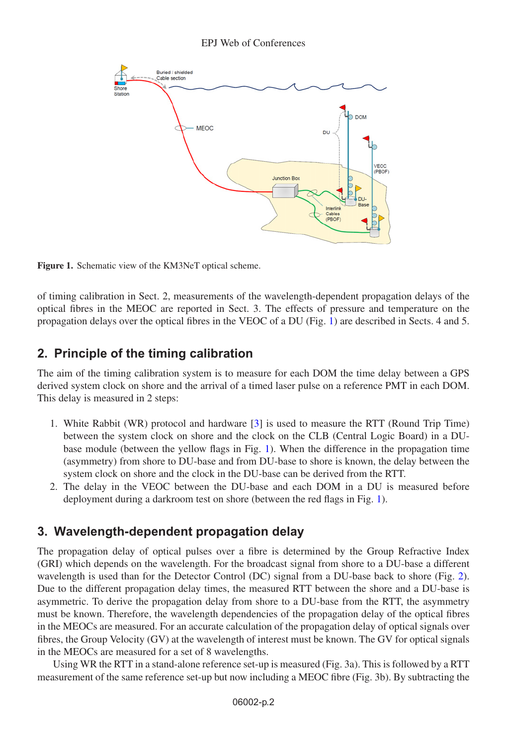Figure 1. Schematic view of the KM3NeT optical scheme.

of timing calibration in Sect. 2, measurements of the wavelength-dependent propagation delays of the optical fibres in the MEOC are reported in Sect. 3. The effects of pressure and temperature on the propagation delays over the optical fibres in the VEOC of a DU (Fig. 1) are described in Sects. 4 and 5.

## 2. Principle of the timing calibration

The aim of the timing calibration system is to measure for each DOM the time delay between a GPS derived system clock on shore and the arrival of a timed laser pulse on a reference PMT in each DOM. This delay is measured in 2 steps:

1. White Rabbit (WR) protocol and hardware [3] is used to measure the RTT (Round Trip Time) between the system clock on shore and the clock on the CLB (Central Logic Board) in a DU-base module (between the yellow flags in Fig. 1). When the difference in the propagation time (asymmetry) from shore to DU-base and from DU-base to shore is known, the delay between the system clock on shore and the clock in the DU-base can be derived from the RTT.
2. The delay in the VEOC between the DU-base and each DOM in a DU is measured before deployment during a darkroom test on shore (between the red flags in Fig. 1).

## 3. Wavelength-dependent propagation delay

The propagation delay of optical pulses over a fibre is determined by the Group Refractive Index (GRI) which depends on the wavelength. For the broadcast signal from shore to a DU-base a different wavelength is used than for the Detector Control (DC) signal from a DU-base back to shore (Fig. 2). Due to the different propagation delay times, the measured RTT between the shore and a DU-base is asymmetric. To derive the propagation delay from shore to a DU-base from the RTT, the asymmetry must be known. Therefore, the wavelength dependencies of the propagation delay of the optical fibres in the MEOCs are measured. For an accurate calculation of the propagation delay of optical signals over fibres, the Group Velocity (GV) at the wavelength of interest must be known. The GV for optical signals in the MEOCs are measured for a set of 8 wavelengths.

Using WR the RTT in a stand-alone reference set-up is measured (Fig. 3a). This is followed by a RTT measurement of the same reference set-up but now including a MEOC fibre (Fig. 3b). By subtracting the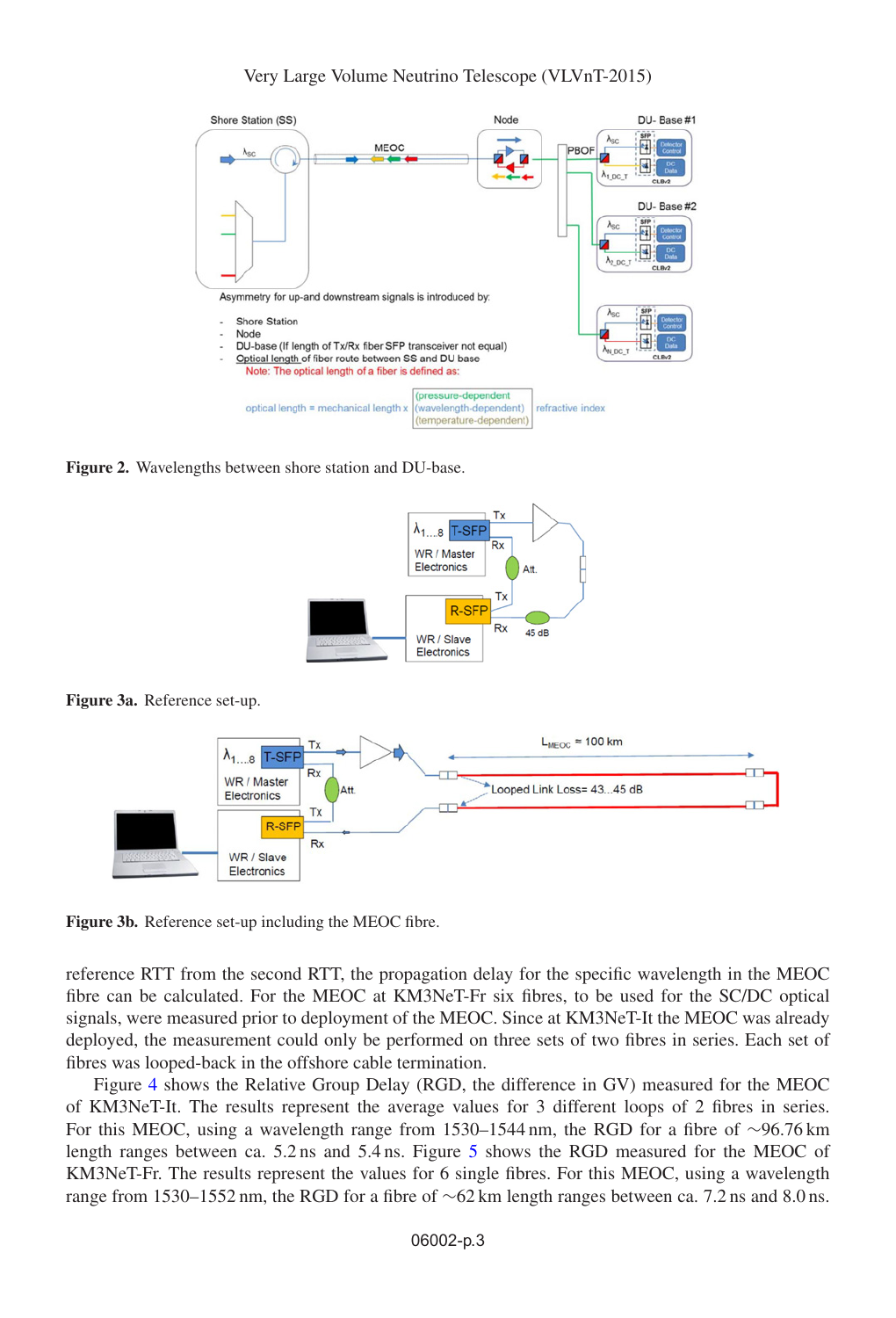**Figure 2.** Wavelengths between shore station and DU-base.

**Figure 3a.** Reference set-up.

**Figure 3b.** Reference set-up including the MEOC fibre.

reference RTT from the second RTT, the propagation delay for the specific wavelength in the MEOC fibre can be calculated. For the MEOC at KM3NeT-Fr six fibres, to be used for the SC/DC optical signals, were measured prior to deployment of the MEOC. Since at KM3NeT-It the MEOC was already deployed, the measurement could only be performed on three sets of two fibres in series. Each set of fibres was looped-back in the offshore cable termination.

Figure 4 shows the Relative Group Delay (RGD, the difference in GV) measured for the MEOC of KM3NeT-It. The results represent the average values for 3 different loops of 2 fibres in series. For this MEOC, using a wavelength range from 1530–1544 nm, the RGD for a fibre of ~96.76 km length ranges between ca. 5.2 ns and 5.4 ns. Figure 5 shows the RGD measured for the MEOC of KM3NeT-Fr. The results represent the values for 6 single fibres. For this MEOC, using a wavelength range from 1530–1552 nm, the RGD for a fibre of ~62 km length ranges between ca. 7.2 ns and 8.0 ns.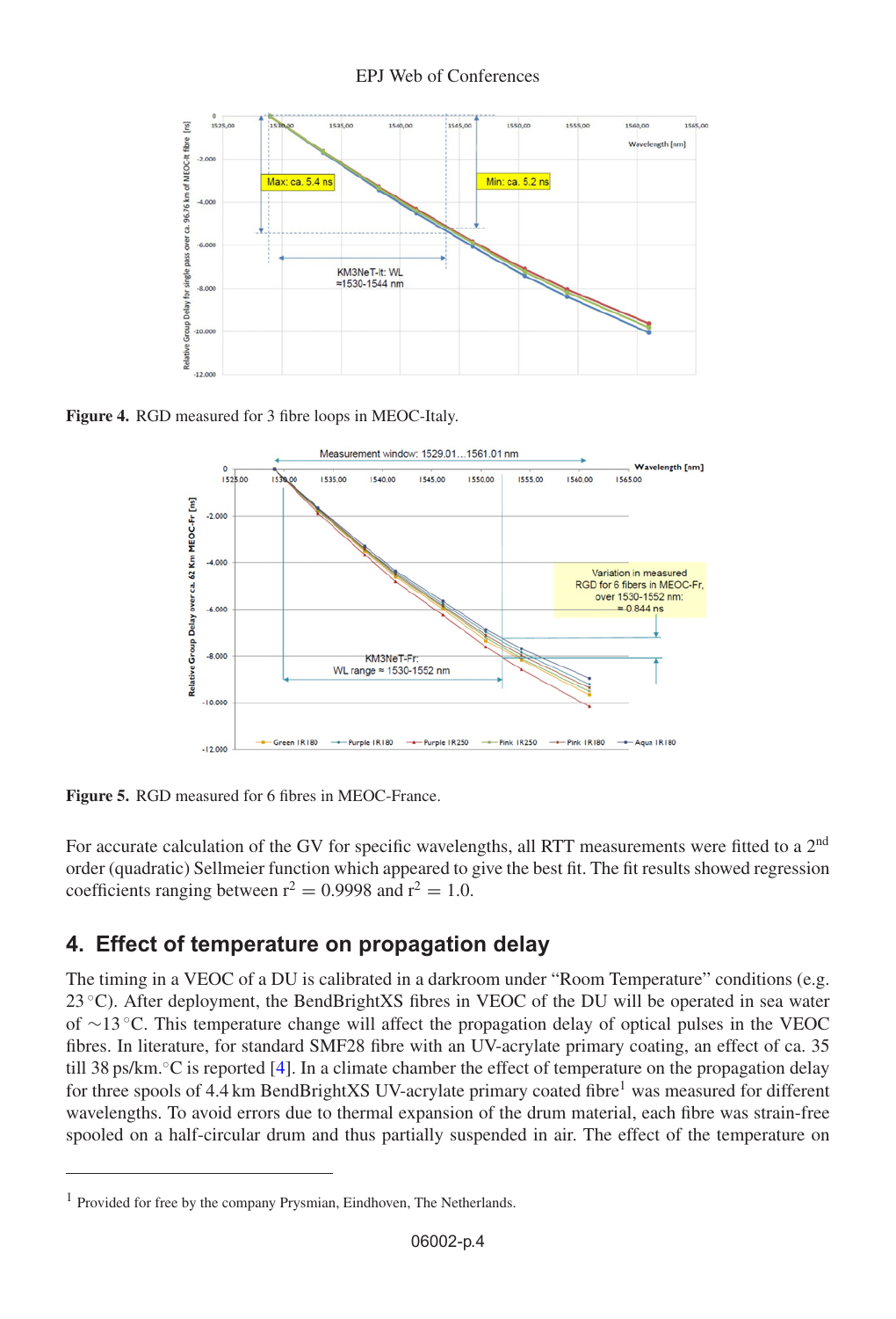**Figure 4.** RGD measured for 3 fibre loops in MEOC-Italy.

**Figure 5.** RGD measured for 6 fibres in MEOC-France.

For accurate calculation of the GV for specific wavelengths, all RTT measurements were fitted to a 2nd order (quadratic) Sellmeier function which appeared to give the best fit. The fit results showed regression coefficients ranging between $r^2 = 0.9998$ and $r^2 = 1.0$.

## 4. Effect of temperature on propagation delay

The timing in a VEOC of a DU is calibrated in a darkroom under "Room Temperature" conditions (e.g. 23 °C). After deployment, the BendBrightXS fibres in VEOC of the DU will be operated in sea water of ~13 °C. This temperature change will affect the propagation delay of optical pulses in the VEOC fibres. In literature, for standard SMF28 fibre with an UV-acrylate primary coating, an effect of ca. 35 till 38 ps/km.°C is reported [4]. In a climate chamber the effect of temperature on the propagation delay for three spools of 4.4 km BendBrightXS UV-acrylate primary coated fibre[1] was measured for different wavelengths. To avoid errors due to thermal expansion of the drum material, each fibre was strain-free spooled on a half-circular drum and thus partially suspended in air. The effect of the temperature on

[1] Provided for free by the company Prysmian, Eindhoven, The Netherlands.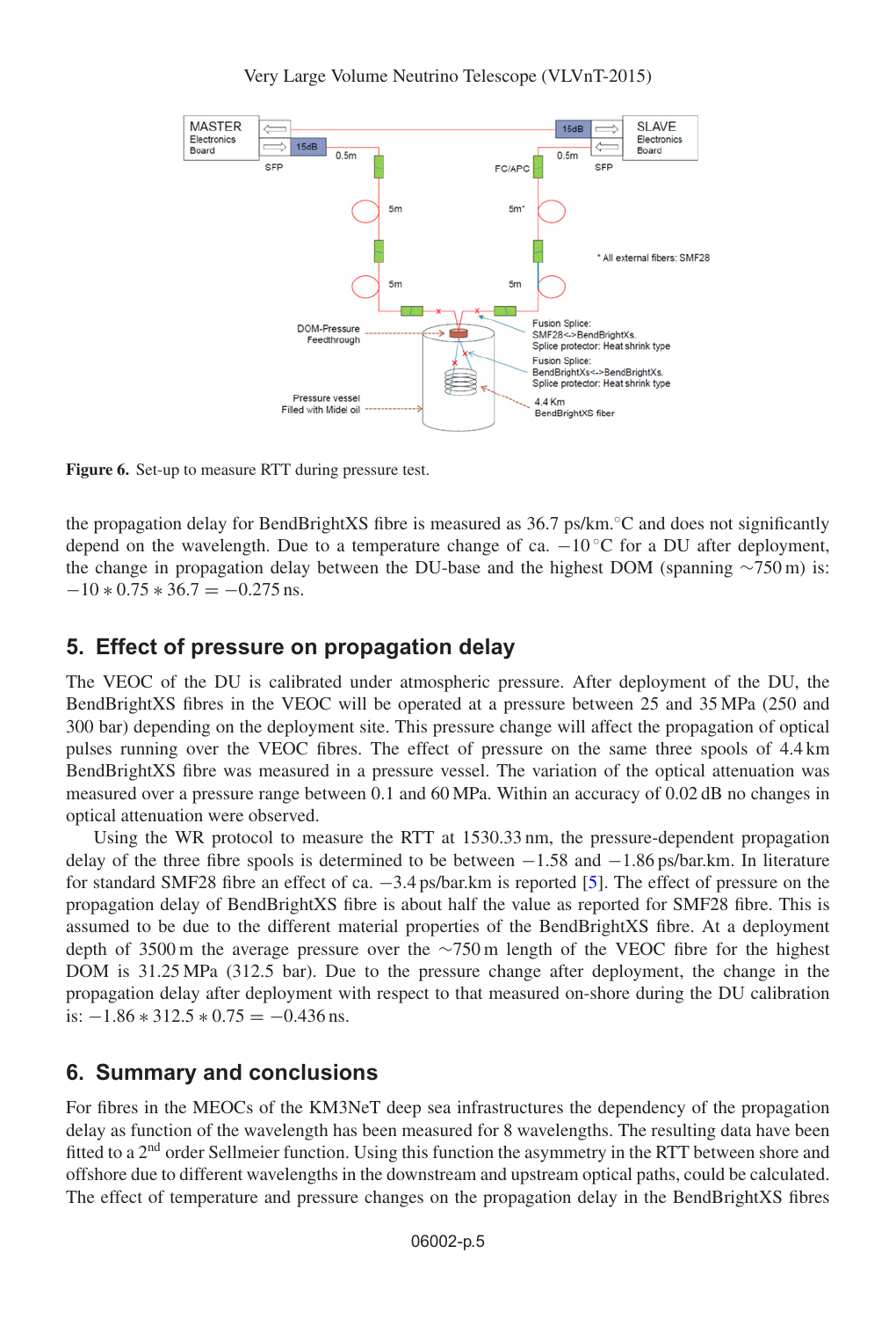Figure 6. Set-up to measure RTT during pressure test.

the propagation delay for BendBrightXS fibre is measured as 36.7 ps/km.°C and does not significantly depend on the wavelength. Due to a temperature change of ca. −10 °C for a DU after deployment, the change in propagation delay between the DU-base and the highest DOM (spanning ∼750 m) is: $-10 * 0.75 * 36.7 = -0.275$ ns.

## 5. Effect of pressure on propagation delay

The VEOC of the DU is calibrated under atmospheric pressure. After deployment of the DU, the BendBrightXS fibres in the VEOC will be operated at a pressure between 25 and 35 MPa (250 and 300 bar) depending on the deployment site. This pressure change will affect the propagation of optical pulses running over the VEOC fibres. The effect of pressure on the same three spools of 4.4 km BendBrightXS fibre was measured in a pressure vessel. The variation of the optical attenuation was measured over a pressure range between 0.1 and 60 MPa. Within an accuracy of 0.02 dB no changes in optical attenuation were observed.

Using the WR protocol to measure the RTT at 1530.33 nm, the pressure-dependent propagation delay of the three fibre spools is determined to be between −1.58 and −1.86 ps/bar.km. In literature for standard SMF28 fibre an effect of ca. −3.4 ps/bar.km is reported [5]. The effect of pressure on the propagation delay of BendBrightXS fibre is about half the value as reported for SMF28 fibre. This is assumed to be due to the different material properties of the BendBrightXS fibre. At a deployment depth of 3500 m the average pressure over the ∼750 m length of the VEOC fibre for the highest DOM is 31.25 MPa (312.5 bar). Due to the pressure change after deployment, the change in the propagation delay after deployment with respect to that measured on-shore during the DU calibration is: $-1.86 * 312.5 * 0.75 = -0.436$ ns.

## 6. Summary and conclusions

For fibres in the MEOCs of the KM3NeT deep sea infrastructures the dependency of the propagation delay as function of the wavelength has been measured for 8 wavelengths. The resulting data have been fitted to a 2nd order Sellmeier function. Using this function the asymmetry in the RTT between shore and offshore due to different wavelengths in the downstream and upstream optical paths, could be calculated. The effect of temperature and pressure changes on the propagation delay in the BendBrightXS fibres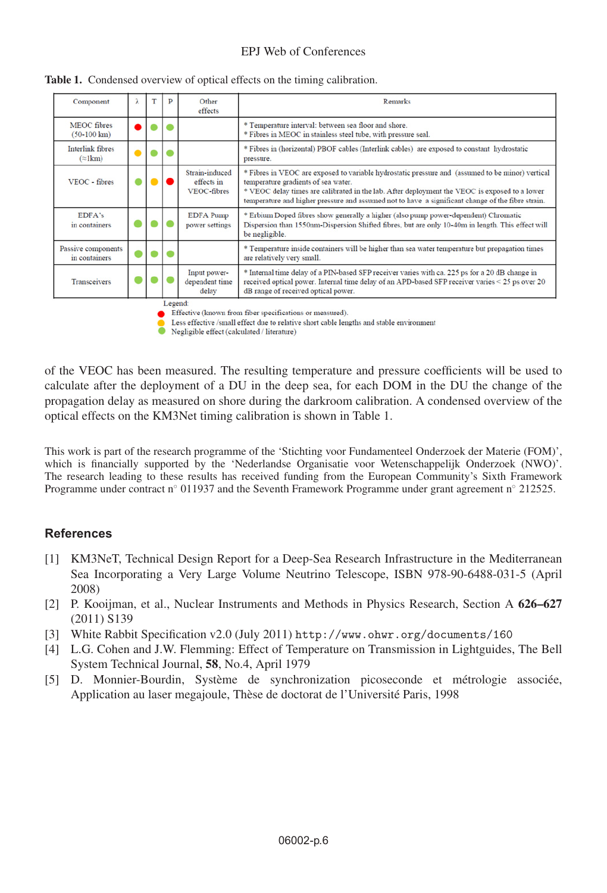**Table 1.** Condensed overview of optical effects on the timing calibration.

| Component | λ | T | P | Other effects | Remarks |
|---|---|---|---|---|---|
| MEOC fibres (50-100 km) | 🔴 | 🟢 | 🟢 | | * Temperature interval: between sea floor and shore. * Fibres in MEOC in stainless steel tube, with pressure seal. |
| Interlink fibres (≈1km) | 🟠 | 🟢 | 🟢 | | * Fibres in (horizontal) PBOF cables (Interlink cables) are exposed to constant hydrostatic pressure. |
| VEOC - fibres | 🟢 | 🟠 | 🔴 | Strain-induced effects in VEOC-fibres | * Fibres in VEOC are exposed to variable hydrostatic pressure and (assumed to be minor) vertical temperature gradients of sea water. * VEOC delay times are calibrated in the lab. After deployment the VEOC is exposed to a lower temperature and higher pressure and assumed not to have a significant change of the fibre strain. |
| EDFA's in containers | 🟢 | 🟢 | 🟢 | EDFA Pump power settings | * Erbium Doped fibres show generally a higher (also pump power-dependent) Chromatic Dispersion than 1550nm-Dispersion Shifted fibres, but are only 10-40m in length. This effect will be negligible. |
| Passive components in containers | 🟢 | 🟢 | 🟢 | | * Temperature inside containers will be higher than sea water temperature but propagation times are relatively very small. |
| Transceivers | 🟢 | 🟢 | 🟢 | Input power-dependent time delay | * Internal time delay of a PIN-based SFP receiver varies with ca. 225 ps for a 20 dB change in received optical power. Internal time delay of an APD-based SFP receiver varies < 25 ps over 20 dB range of received optical power. |

Legend:
🔴 Effective (known from fiber specifications or measured).
🟠 Less effective /small effect due to relative short cable lengths and stable environment
🟢 Negligible effect (calculated / literature)

of the VEOC has been measured. The resulting temperature and pressure coefficients will be used to calculate after the deployment of a DU in the deep sea, for each DOM in the DU the change of the propagation delay as measured on shore during the darkroom calibration. A condensed overview of the optical effects on the KM3Net timing calibration is shown in Table 1.

This work is part of the research programme of the 'Stichting voor Fundamenteel Onderzoek der Materie (FOM)', which is financially supported by the 'Nederlandse Organisatie voor Wetenschappelijk Onderzoek (NWO)'. The research leading to these results has received funding from the European Community's Sixth Framework Programme under contract n° 011937 and the Seventh Framework Programme under grant agreement n° 212525.

## References

[1] KM3NeT, Technical Design Report for a Deep-Sea Research Infrastructure in the Mediterranean Sea Incorporating a Very Large Volume Neutrino Telescope, ISBN 978-90-6488-031-5 (April 2008)

[2] P. Kooijman, et al., Nuclear Instruments and Methods in Physics Research, Section A **626–627** (2011) S139

[3] White Rabbit Specification v2.0 (July 2011) `http://www.ohwr.org/documents/160`

[4] L.G. Cohen and J.W. Flemming: Effect of Temperature on Transmission in Lightguides, The Bell System Technical Journal, **58**, No.4, April 1979

[5] D. Monnier-Bourdin, Système de synchronization picoseconde et métrologie associée, Application au laser megajoule, Thèse de doctorat de l'Université Paris, 1998